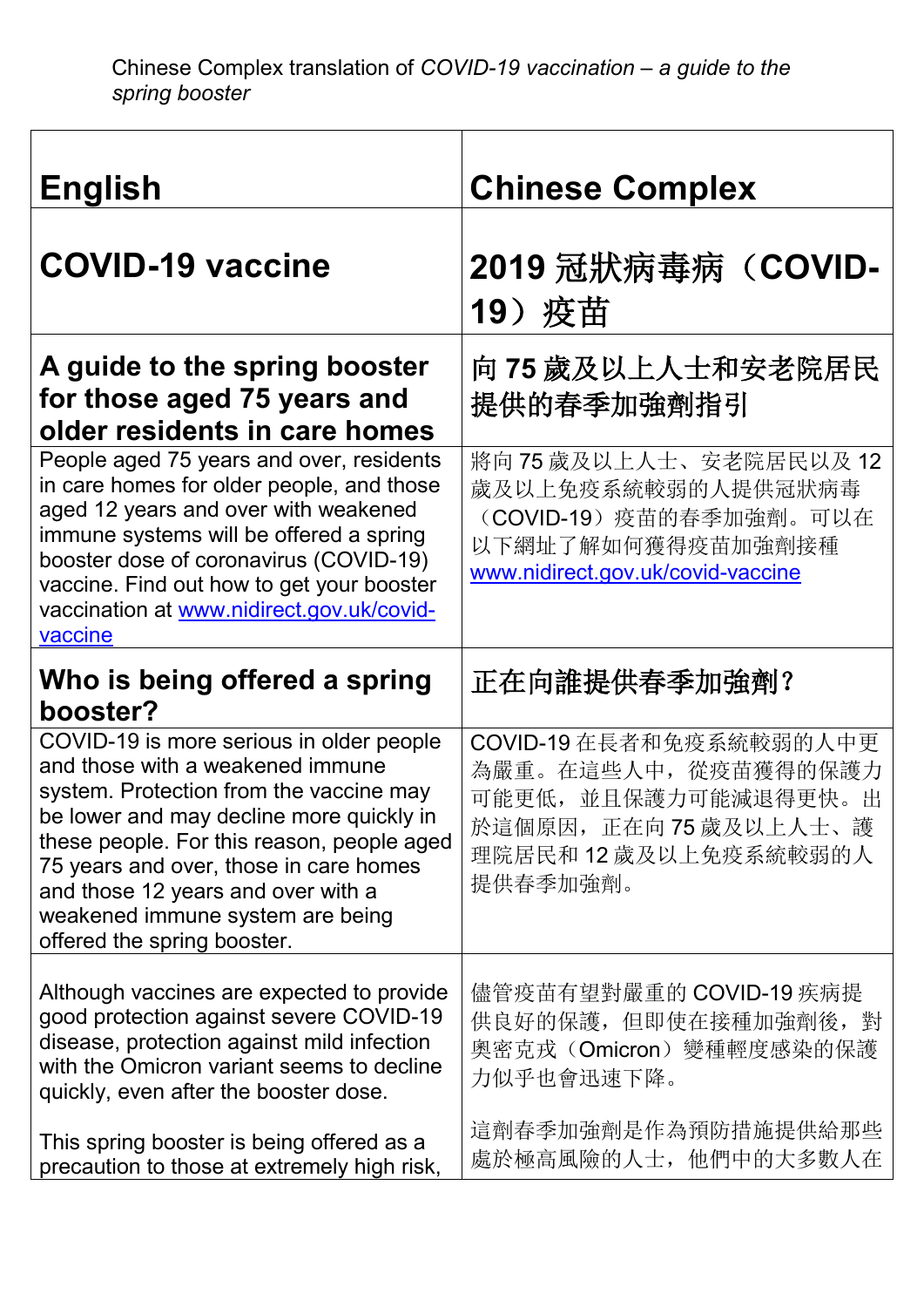Chinese Complex translation of *COVID-19 vaccination – a guide to the spring booster*

| English | Chinese Complex |
| --- | --- |
| **COVID-19 vaccine** | **2019 冠狀病毒病（COVID-19）疫苗** |
| **A guide to the spring booster for those aged 75 years and older residents in care homes** | **向 75 歲及以上人士和安老院居民提供的春季加強劑指引** |
| People aged 75 years and over, residents in care homes for older people, and those aged 12 years and over with weakened immune systems will be offered a spring booster dose of coronavirus (COVID-19) vaccine. Find out how to get your booster vaccination at www.nidirect.gov.uk/covid-vaccine | 將向 75 歲及以上人士、安老院居民以及 12 歲及以上免疫系統較弱的人提供冠狀病毒（COVID-19）疫苗的春季加強劑。可以在以下網址了解如何獲得疫苗加強劑接種 www.nidirect.gov.uk/covid-vaccine |
| **Who is being offered a spring booster?** | **正在向誰提供春季加強劑？** |
| COVID-19 is more serious in older people and those with a weakened immune system. Protection from the vaccine may be lower and may decline more quickly in these people. For this reason, people aged 75 years and over, those in care homes and those 12 years and over with a weakened immune system are being offered the spring booster. | COVID-19 在長者和免疫系統較弱的人中更為嚴重。在這些人中，從疫苗獲得的保護力可能更低，並且保護力可能減退得更快。出於這個原因，正在向 75 歲及以上人士、護理院居民和 12 歲及以上免疫系統較弱的人提供春季加強劑。 |
| Although vaccines are expected to provide good protection against severe COVID-19 disease, protection against mild infection with the Omicron variant seems to decline quickly, even after the booster dose.<br><br>This spring booster is being offered as a precaution to those at extremely high risk, | 儘管疫苗有望對嚴重的 COVID-19 疾病提供良好的保護，但即使在接種加強劑後，對奧密克戎（Omicron）變種輕度感染的保護力似乎也會迅速下降。<br><br>這劑春季加強劑是作為預防措施提供給那些處於極高風險的人士，他們中的大多數人在 |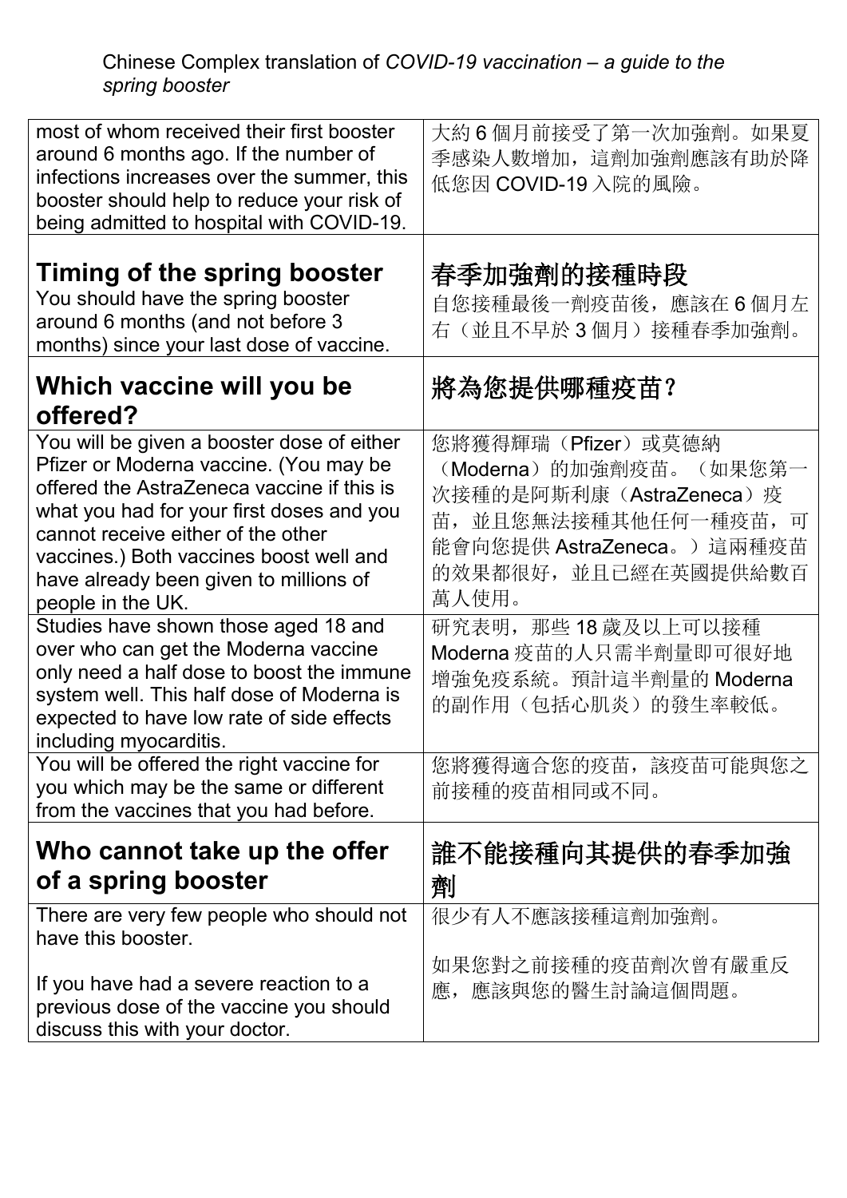| most of whom received their first booster around 6 months ago. If the number of infections increases over the summer, this booster should help to reduce your risk of being admitted to hospital with COVID-19. | 大約 6 個月前接受了第一次加強劑。如果夏季感染人數增加，這劑加強劑應該有助於降低您因 COVID-19 入院的風險。 |
|---|---|
| **Timing of the spring booster**<br>You should have the spring booster around 6 months (and not before 3 months) since your last dose of vaccine. | **春季加強劑的接種時段**<br>自您接種最後一劑疫苗後，應該在 6 個月左右（並且不早於 3 個月）接種春季加強劑。 |
| **Which vaccine will you be offered?** | **將為您提供哪種疫苗？** |
| You will be given a booster dose of either Pfizer or Moderna vaccine. (You may be offered the AstraZeneca vaccine if this is what you had for your first doses and you cannot receive either of the other vaccines.) Both vaccines boost well and have already been given to millions of people in the UK. | 您將獲得輝瑞（Pfizer）或莫德納（Moderna）的加強劑疫苗。（如果您第一次接種的是阿斯利康（AstraZeneca）疫苗，並且您無法接種其他任何一種疫苗，可能會向您提供 AstraZeneca。）這兩種疫苗的效果都很好，並且已經在英國提供給數百萬人使用。 |
| Studies have shown those aged 18 and over who can get the Moderna vaccine only need a half dose to boost the immune system well. This half dose of Moderna is expected to have low rate of side effects including myocarditis. | 研究表明，那些 18 歲及以上可以接種 Moderna 疫苗的人只需半劑量即可很好地增強免疫系統。預計這半劑量的 Moderna 的副作用（包括心肌炎）的發生率較低。 |
| You will be offered the right vaccine for you which may be the same or different from the vaccines that you had before. | 您將獲得適合您的疫苗，該疫苗可能與您之前接種的疫苗相同或不同。 |
| **Who cannot take up the offer of a spring booster** | **誰不能接種向其提供的春季加強劑** |
| There are very few people who should not have this booster.<br><br>If you have had a severe reaction to a previous dose of the vaccine you should discuss this with your doctor. | 很少有人不應該接種這劑加強劑。<br><br>如果您對之前接種的疫苗劑次曾有嚴重反應，應該與您的醫生討論這個問題。 |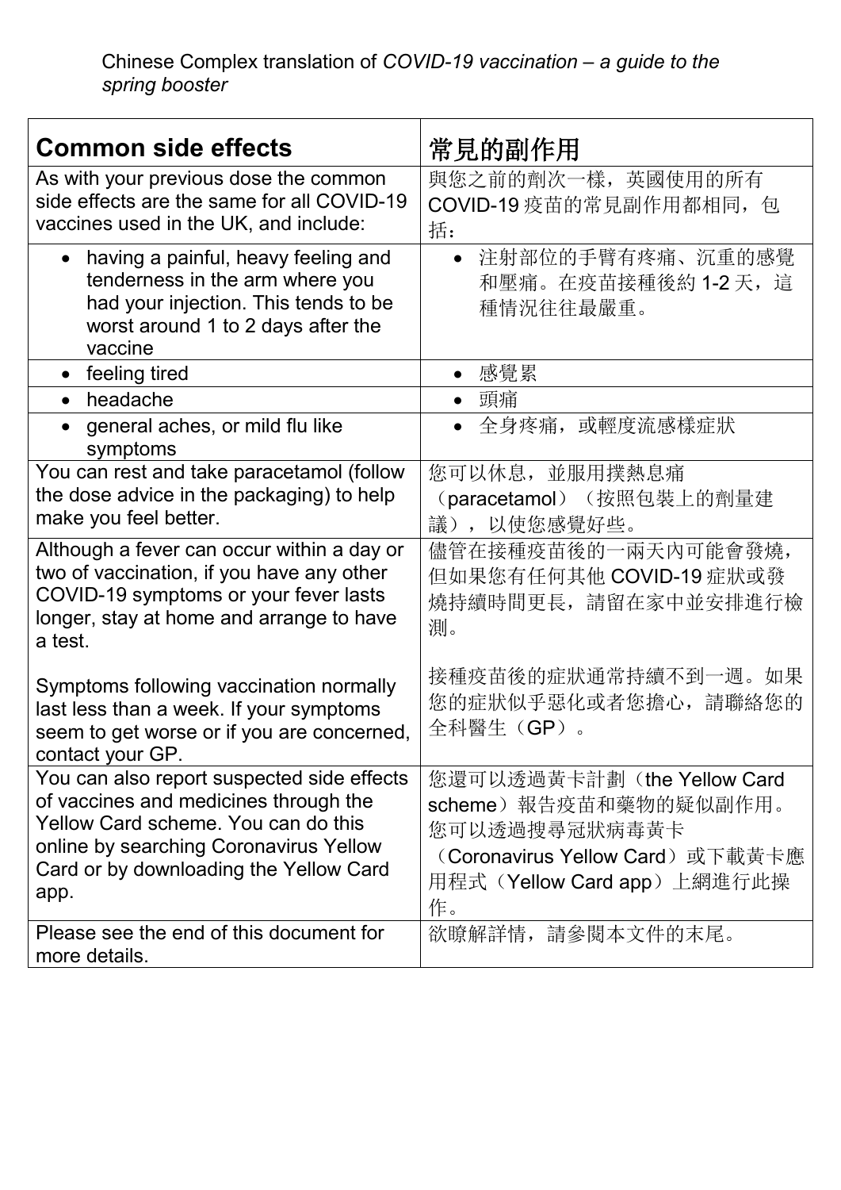| Common side effects | 常見的副作用 |
| --- | --- |
| As with your previous dose the common side effects are the same for all COVID-19 vaccines used in the UK, and include: | 與您之前的劑次一樣，英國使用的所有 COVID-19 疫苗的常見副作用都相同，包括： |
| • having a painful, heavy feeling and tenderness in the arm where you had your injection. This tends to be worst around 1 to 2 days after the vaccine | • 注射部位的手臂有疼痛、沉重的感覺和壓痛。在疫苗接種後約 1-2 天，這種情況往往最嚴重。 |
| • feeling tired | • 感覺累 |
| • headache | • 頭痛 |
| • general aches, or mild flu like symptoms | • 全身疼痛，或輕度流感樣症狀 |
| You can rest and take paracetamol (follow the dose advice in the packaging) to help make you feel better. | 您可以休息，並服用撲熱息痛（paracetamol）（按照包裝上的劑量建議），以使您感覺好些。 |
| Although a fever can occur within a day or two of vaccination, if you have any other COVID-19 symptoms or your fever lasts longer, stay at home and arrange to have a test.<br><br>Symptoms following vaccination normally last less than a week. If your symptoms seem to get worse or if you are concerned, contact your GP. | 儘管在接種疫苗後的一兩天內可能會發燒，但如果您有任何其他 COVID-19 症狀或發燒持續時間更長，請留在家中並安排進行檢測。<br><br>接種疫苗後的症狀通常持續不到一週。如果您的症狀似乎惡化或者您擔心，請聯絡您的全科醫生（GP）。 |
| You can also report suspected side effects of vaccines and medicines through the Yellow Card scheme. You can do this online by searching Coronavirus Yellow Card or by downloading the Yellow Card app. | 您還可以透過黃卡計劃（the Yellow Card scheme）報告疫苗和藥物的疑似副作用。您可以透過搜尋冠狀病毒黃卡（Coronavirus Yellow Card）或下載黃卡應用程式（Yellow Card app）上網進行此操作。 |
| Please see the end of this document for more details. | 欲瞭解詳情，請參閱本文件的末尾。 |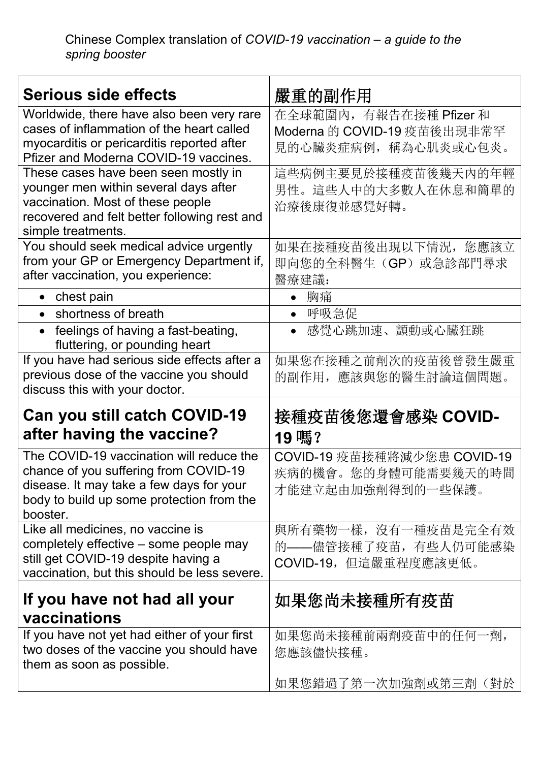Chinese Complex translation of *COVID-19 vaccination – a guide to the spring booster*

| **Serious side effects** | 嚴重的副作用 |
|---|---|
| Worldwide, there have also been very rare cases of inflammation of the heart called myocarditis or pericarditis reported after Pfizer and Moderna COVID-19 vaccines. | 在全球範圍內，有報告在接種 Pfizer 和 Moderna 的 COVID-19 疫苗後出現非常罕見的心臟炎症病例，稱為心肌炎或心包炎。 |
| These cases have been seen mostly in younger men within several days after vaccination. Most of these people recovered and felt better following rest and simple treatments. | 這些病例主要見於接種疫苗後幾天內的年輕男性。這些人中的大多數人在休息和簡單的治療後康復並感覺好轉。 |
| You should seek medical advice urgently from your GP or Emergency Department if, after vaccination, you experience: | 如果在接種疫苗後出現以下情況，您應該立即向您的全科醫生（GP）或急診部門尋求醫療建議： |
| • chest pain | • 胸痛 |
| • shortness of breath | • 呼吸急促 |
| • feelings of having a fast-beating, fluttering, or pounding heart | • 感覺心跳加速、顫動或心臟狂跳 |
| If you have had serious side effects after a previous dose of the vaccine you should discuss this with your doctor. | 如果您在接種之前劑次的疫苗後曾發生嚴重的副作用，應該與您的醫生討論這個問題。 |
| **Can you still catch COVID-19 after having the vaccine?** | **接種疫苗後您還會感染 COVID-19 嗎？** |
| The COVID-19 vaccination will reduce the chance of you suffering from COVID-19 disease. It may take a few days for your body to build up some protection from the booster. | COVID-19 疫苗接種將減少您患 COVID-19 疾病的機會。您的身體可能需要幾天的時間才能建立起由加強劑得到的一些保護。 |
| Like all medicines, no vaccine is completely effective – some people may still get COVID-19 despite having a vaccination, but this should be less severe. | 與所有藥物一樣，沒有一種疫苗是完全有效的——儘管接種了疫苗，有些人仍可能感染 COVID-19，但這嚴重程度應該更低。 |
| **If you have not had all your vaccinations** | 如果您尚未接種所有疫苗 |
| If you have not yet had either of your first two doses of the vaccine you should have them as soon as possible. | 如果您尚未接種前兩劑疫苗中的任何一劑，您應該儘快接種。<br><br>如果您錯過了第一次加強劑或第三劑（對於 |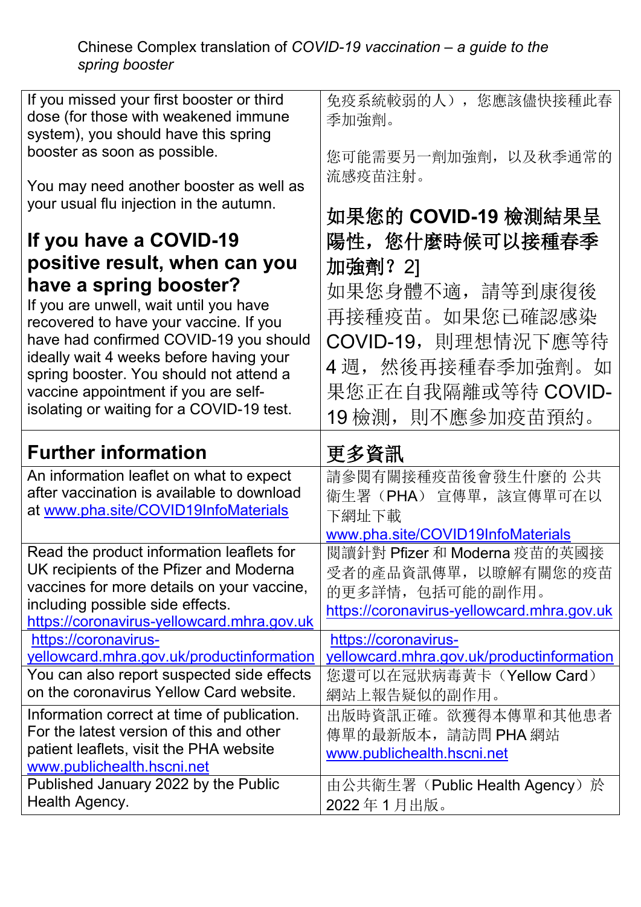Chinese Complex translation of *COVID-19 vaccination – a guide to the spring booster*

| | |
|---|---|
| If you missed your first booster or third dose (for those with weakened immune system), you should have this spring booster as soon as possible.<br><br>You may need another booster as well as your usual flu injection in the autumn.<br><br>**If you have a COVID-19 positive result, when can you have a spring booster?**<br>If you are unwell, wait until you have recovered to have your vaccine. If you have had confirmed COVID-19 you should ideally wait 4 weeks before having your spring booster. You should not attend a vaccine appointment if you are self-isolating or waiting for a COVID-19 test. | 免疫系統較弱的人），您應該儘快接種此春季加強劑。<br><br>您可能需要另一劑加強劑，以及秋季通常的流感疫苗注射。<br><br>**如果您的 COVID-19 檢測結果呈陽性，您什麼時候可以接種春季加強劑？** 2]<br>如果您身體不適，請等到康復後再接種疫苗。如果您已確認感染 COVID-19，則理想情況下應等待 4 週，然後再接種春季加強劑。如果您正在自我隔離或等待 COVID-19 檢測，則不應參加疫苗預約。 |
| **Further information** | **更多資訊** |
| An information leaflet on what to expect after vaccination is available to download at www.pha.site/COVID19InfoMaterials | 請參閱有關接種疫苗後會發生什麼的 公共衛生署（PHA） 宣傳單，該宣傳單可在以下網址下載<br>www.pha.site/COVID19InfoMaterials |
| Read the product information leaflets for UK recipients of the Pfizer and Moderna vaccines for more details on your vaccine, including possible side effects.<br>https://coronavirus-yellowcard.mhra.gov.uk | 閱讀針對 Pfizer 和 Moderna 疫苗的英國接受者的產品資訊傳單，以瞭解有關您的疫苗的更多詳情，包括可能的副作用。<br>https://coronavirus-yellowcard.mhra.gov.uk |
| https://coronavirus-yellowcard.mhra.gov.uk/productinformation | https://coronavirus-yellowcard.mhra.gov.uk/productinformation |
| You can also report suspected side effects on the coronavirus Yellow Card website. | 您還可以在冠狀病毒黃卡（Yellow Card）網站上報告疑似的副作用。 |
| Information correct at time of publication. For the latest version of this and other patient leaflets, visit the PHA website www.publichealth.hscni.net | 出版時資訊正確。欲獲得本傳單和其他患者傳單的最新版本，請訪問 PHA 網站<br>www.publichealth.hscni.net |
| Published January 2022 by the Public Health Agency. | 由公共衛生署（Public Health Agency）於 2022 年 1 月出版。 |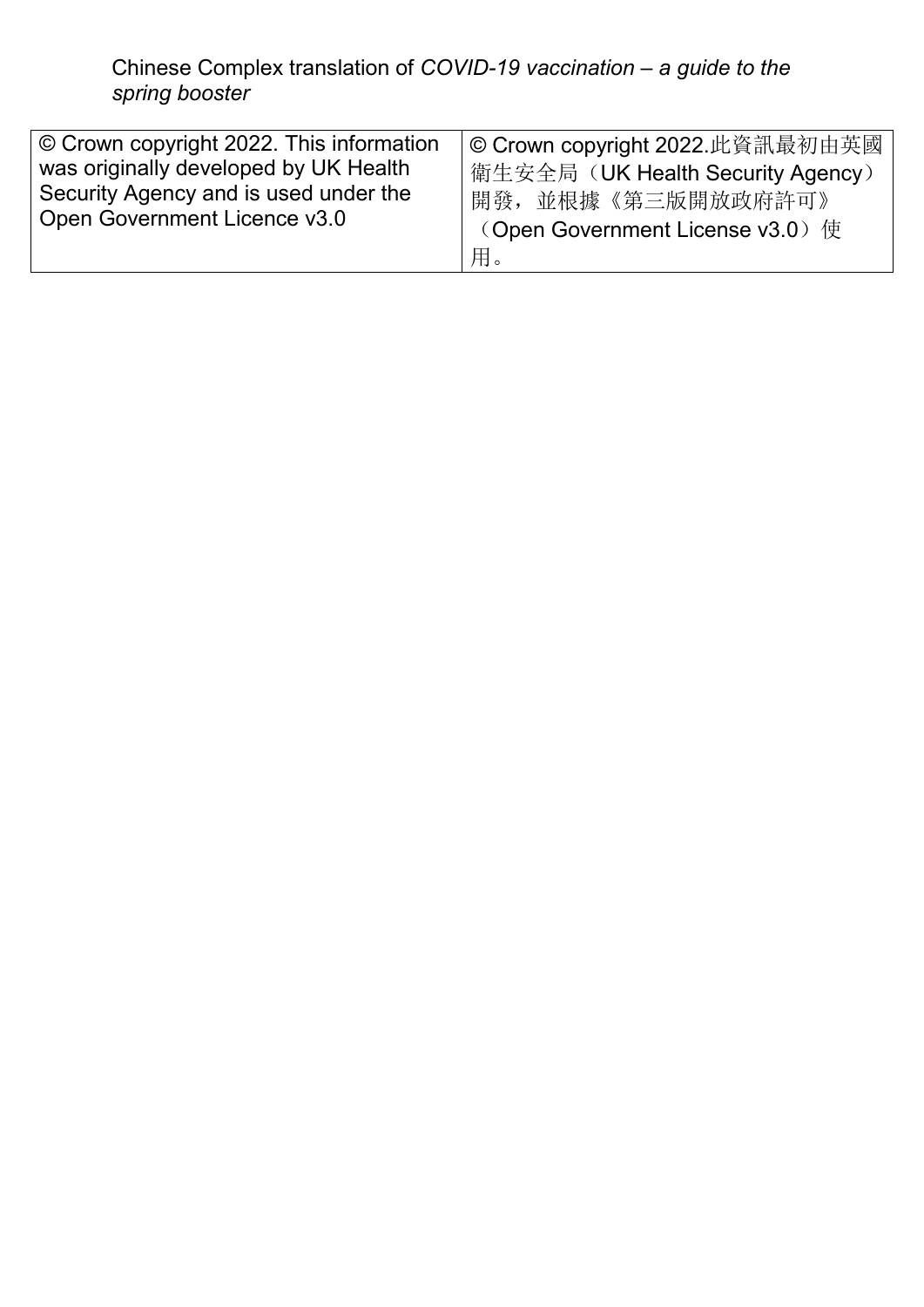Chinese Complex translation of *COVID-19 vaccination – a guide to the spring booster*

| | |
|---|---|
| © Crown copyright 2022. This information was originally developed by UK Health Security Agency and is used under the Open Government Licence v3.0 | © Crown copyright 2022.此資訊最初由英國衛生安全局（UK Health Security Agency）開發，並根據《第三版開放政府許可》（Open Government License v3.0）使用。 |